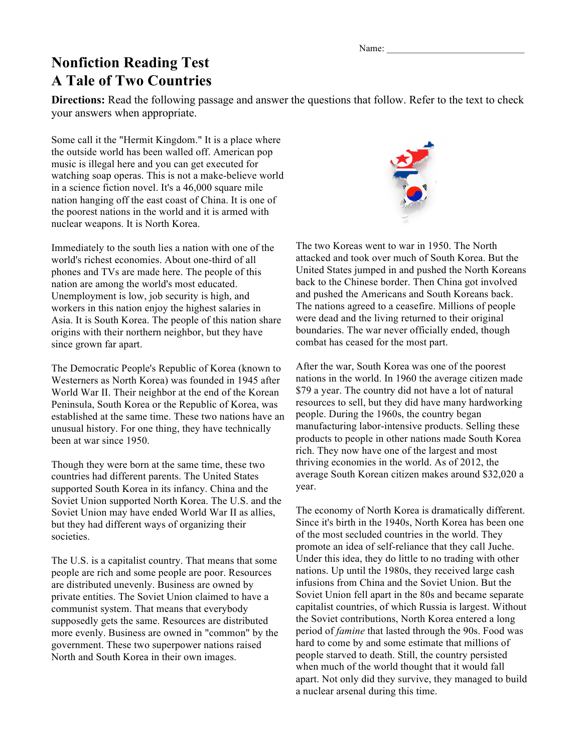Name: ____________________________

# Nonfiction Reading Test
# A Tale of Two Countries

**Directions:** Read the following passage and answer the questions that follow. Refer to the text to check your answers when appropriate.

Some call it the "Hermit Kingdom." It is a place where the outside world has been walled off. American pop music is illegal here and you can get executed for watching soap operas. This is not a make-believe world in a science fiction novel. It's a 46,000 square mile nation hanging off the east coast of China. It is one of the poorest nations in the world and it is armed with nuclear weapons. It is North Korea.

Immediately to the south lies a nation with one of the world's richest economies. About one-third of all phones and TVs are made here. The people of this nation are among the world's most educated. Unemployment is low, job security is high, and workers in this nation enjoy the highest salaries in Asia. It is South Korea. The people of this nation share origins with their northern neighbor, but they have since grown far apart.

The Democratic People's Republic of Korea (known to Westerners as North Korea) was founded in 1945 after World War II. Their neighbor at the end of the Korean Peninsula, South Korea or the Republic of Korea, was established at the same time. These two nations have an unusual history. For one thing, they have technically been at war since 1950.

Though they were born at the same time, these two countries had different parents. The United States supported South Korea in its infancy. China and the Soviet Union supported North Korea. The U.S. and the Soviet Union may have ended World War II as allies, but they had different ways of organizing their societies.

The U.S. is a capitalist country. That means that some people are rich and some people are poor. Resources are distributed unevenly. Business are owned by private entities. The Soviet Union claimed to have a communist system. That means that everybody supposedly gets the same. Resources are distributed more evenly. Business are owned in "common" by the government. These two superpower nations raised North and South Korea in their own images.

The two Koreas went to war in 1950. The North attacked and took over much of South Korea. But the United States jumped in and pushed the North Koreans back to the Chinese border. Then China got involved and pushed the Americans and South Koreans back. The nations agreed to a ceasefire. Millions of people were dead and the living returned to their original boundaries. The war never officially ended, though combat has ceased for the most part.

After the war, South Korea was one of the poorest nations in the world. In 1960 the average citizen made $79 a year. The country did not have a lot of natural resources to sell, but they did have many hardworking people. During the 1960s, the country began manufacturing labor-intensive products. Selling these products to people in other nations made South Korea rich. They now have one of the largest and most thriving economies in the world. As of 2012, the average South Korean citizen makes around $32,020 a year.

The economy of North Korea is dramatically different. Since it's birth in the 1940s, North Korea has been one of the most secluded countries in the world. They promote an idea of self-reliance that they call Juche. Under this idea, they do little to no trading with other nations. Up until the 1980s, they received large cash infusions from China and the Soviet Union. But the Soviet Union fell apart in the 80s and became separate capitalist countries, of which Russia is largest. Without the Soviet contributions, North Korea entered a long period of *famine* that lasted through the 90s. Food was hard to come by and some estimate that millions of people starved to death. Still, the country persisted when much of the world thought that it would fall apart. Not only did they survive, they managed to build a nuclear arsenal during this time.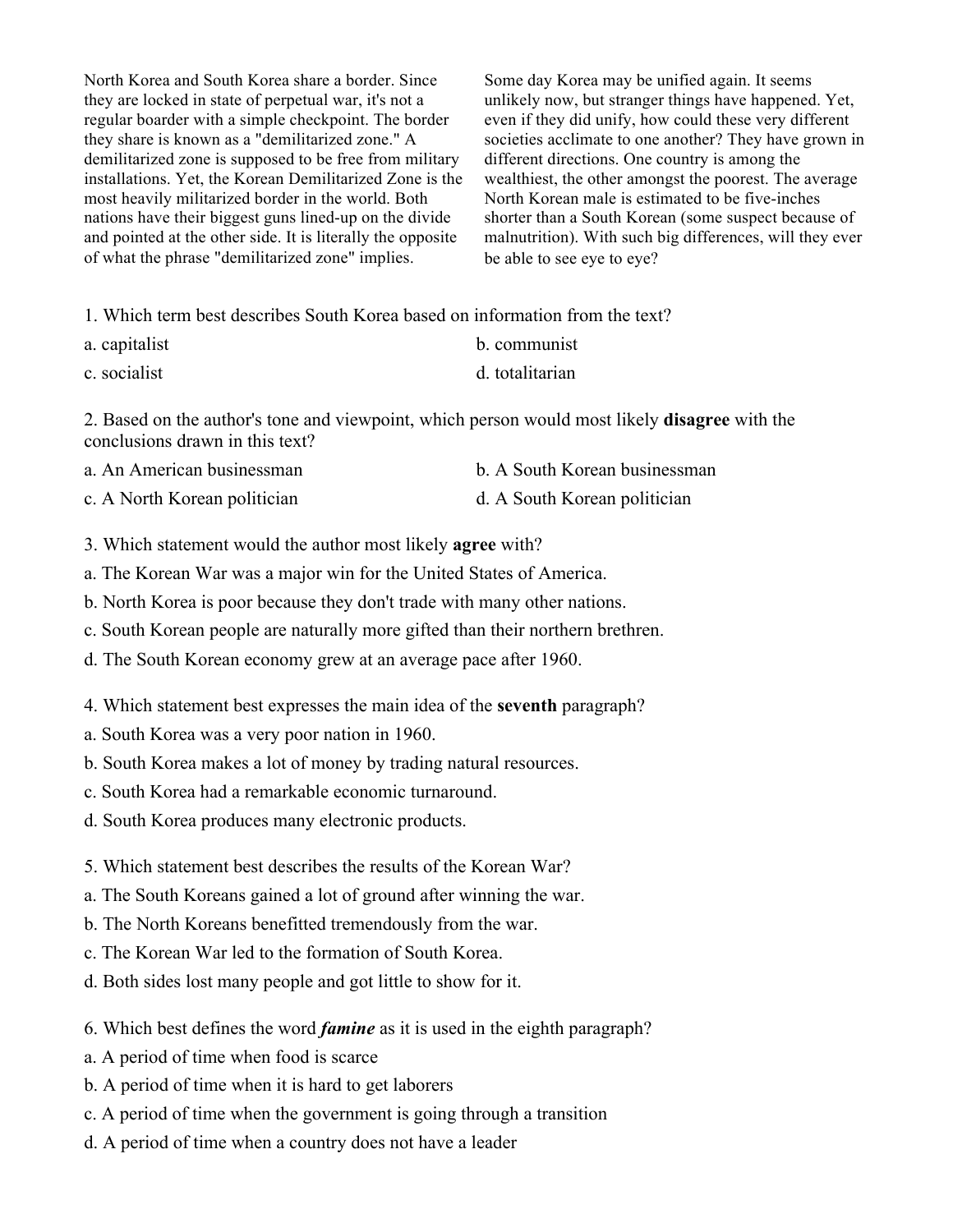North Korea and South Korea share a border. Since they are locked in state of perpetual war, it's not a regular boarder with a simple checkpoint. The border they share is known as a "demilitarized zone." A demilitarized zone is supposed to be free from military installations. Yet, the Korean Demilitarized Zone is the most heavily militarized border in the world. Both nations have their biggest guns lined-up on the divide and pointed at the other side. It is literally the opposite of what the phrase "demilitarized zone" implies.

Some day Korea may be unified again. It seems unlikely now, but stranger things have happened. Yet, even if they did unify, how could these very different societies acclimate to one another? They have grown in different directions. One country is among the wealthiest, the other amongst the poorest. The average North Korean male is estimated to be five-inches shorter than a South Korean (some suspect because of malnutrition). With such big differences, will they ever be able to see eye to eye?

1. Which term best describes South Korea based on information from the text?

a. capitalist

b. communist

c. socialist

d. totalitarian

2. Based on the author's tone and viewpoint, which person would most likely **disagree** with the conclusions drawn in this text?

a. An American businessman

b. A South Korean businessman

c. A North Korean politician

d. A South Korean politician

3. Which statement would the author most likely **agree** with?

a. The Korean War was a major win for the United States of America.

b. North Korea is poor because they don't trade with many other nations.

c. South Korean people are naturally more gifted than their northern brethren.

d. The South Korean economy grew at an average pace after 1960.

4. Which statement best expresses the main idea of the **seventh** paragraph?

a. South Korea was a very poor nation in 1960.

b. South Korea makes a lot of money by trading natural resources.

c. South Korea had a remarkable economic turnaround.

d. South Korea produces many electronic products.

5. Which statement best describes the results of the Korean War?

a. The South Koreans gained a lot of ground after winning the war.

b. The North Koreans benefitted tremendously from the war.

c. The Korean War led to the formation of South Korea.

d. Both sides lost many people and got little to show for it.

6. Which best defines the word ***famine*** as it is used in the eighth paragraph?

a. A period of time when food is scarce

b. A period of time when it is hard to get laborers

c. A period of time when the government is going through a transition

d. A period of time when a country does not have a leader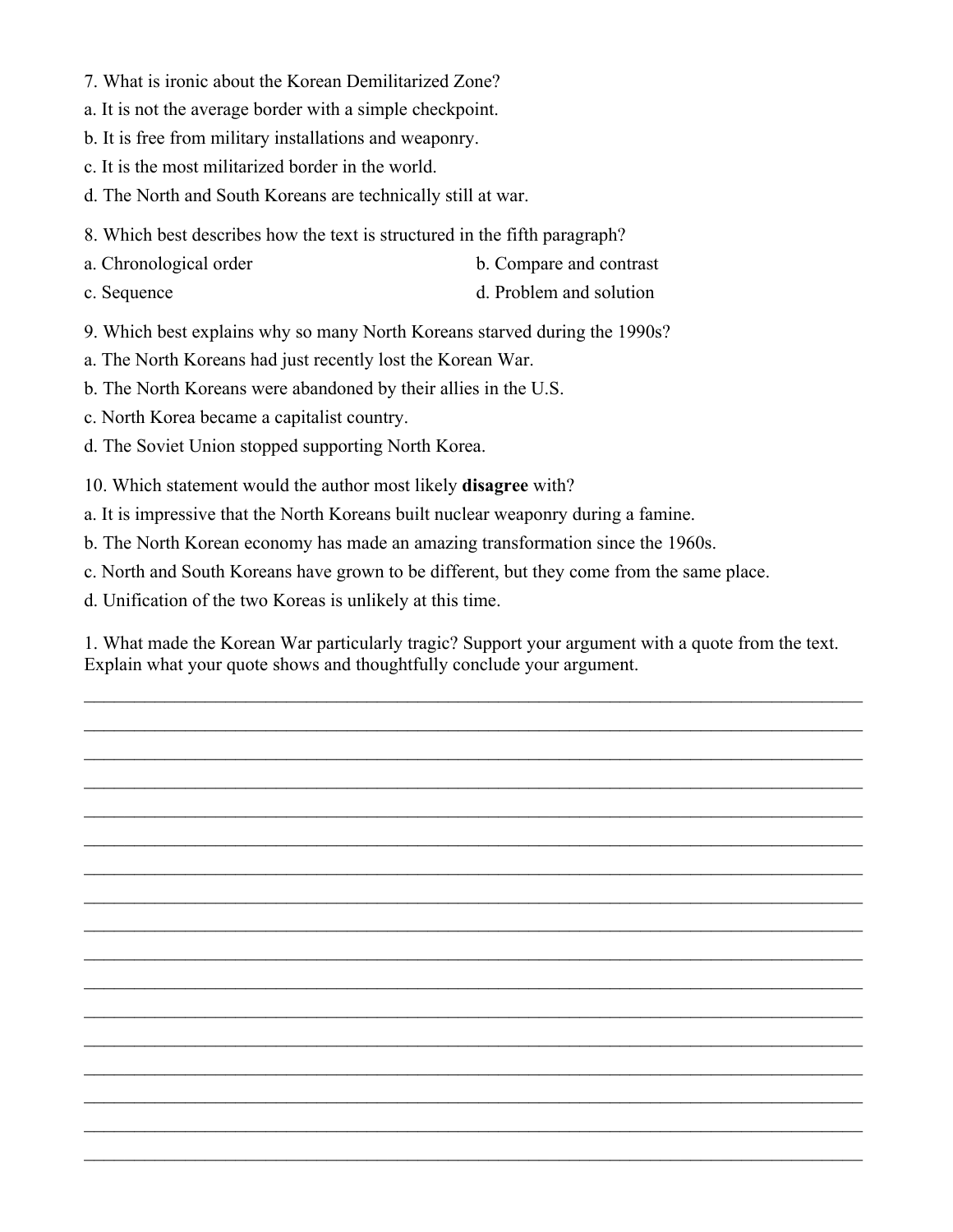7. What is ironic about the Korean Demilitarized Zone?
a. It is not the average border with a simple checkpoint.
b. It is free from military installations and weaponry.
c. It is the most militarized border in the world.
d. The North and South Koreans are technically still at war.

8. Which best describes how the text is structured in the fifth paragraph?
a. Chronological order
b. Compare and contrast
c. Sequence
d. Problem and solution

9. Which best explains why so many North Koreans starved during the 1990s?
a. The North Koreans had just recently lost the Korean War.
b. The North Koreans were abandoned by their allies in the U.S.
c. North Korea became a capitalist country.
d. The Soviet Union stopped supporting North Korea.

10. Which statement would the author most likely **disagree** with?
a. It is impressive that the North Koreans built nuclear weaponry during a famine.
b. The North Korean economy has made an amazing transformation since the 1960s.
c. North and South Koreans have grown to be different, but they come from the same place.
d. Unification of the two Koreas is unlikely at this time.

1. What made the Korean War particularly tragic? Support your argument with a quote from the text. Explain what your quote shows and thoughtfully conclude your argument.

_______________________________________________________________________________

_______________________________________________________________________________

_______________________________________________________________________________

_______________________________________________________________________________

_______________________________________________________________________________

_______________________________________________________________________________

_______________________________________________________________________________

_______________________________________________________________________________

_______________________________________________________________________________

_______________________________________________________________________________

_______________________________________________________________________________

_______________________________________________________________________________

_______________________________________________________________________________

_______________________________________________________________________________

_______________________________________________________________________________

_______________________________________________________________________________

_______________________________________________________________________________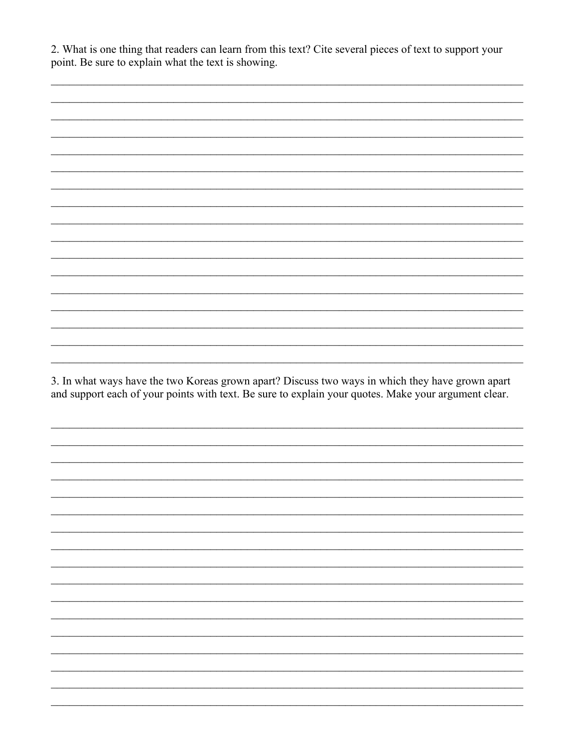2. What is one thing that readers can learn from this text? Cite several pieces of text to support your point. Be sure to explain what the text is showing.

\_\_\_\_\_\_\_\_\_\_\_\_\_\_\_\_\_\_\_\_\_\_\_\_\_\_\_\_\_\_\_\_\_\_\_\_\_\_\_\_\_\_\_\_\_\_\_\_\_\_\_\_\_\_\_\_\_\_\_\_\_\_\_\_\_\_\_\_\_\_\_\_\_\_\_\_\_\_

\_\_\_\_\_\_\_\_\_\_\_\_\_\_\_\_\_\_\_\_\_\_\_\_\_\_\_\_\_\_\_\_\_\_\_\_\_\_\_\_\_\_\_\_\_\_\_\_\_\_\_\_\_\_\_\_\_\_\_\_\_\_\_\_\_\_\_\_\_\_\_\_\_\_\_\_\_\_

\_\_\_\_\_\_\_\_\_\_\_\_\_\_\_\_\_\_\_\_\_\_\_\_\_\_\_\_\_\_\_\_\_\_\_\_\_\_\_\_\_\_\_\_\_\_\_\_\_\_\_\_\_\_\_\_\_\_\_\_\_\_\_\_\_\_\_\_\_\_\_\_\_\_\_\_\_\_

\_\_\_\_\_\_\_\_\_\_\_\_\_\_\_\_\_\_\_\_\_\_\_\_\_\_\_\_\_\_\_\_\_\_\_\_\_\_\_\_\_\_\_\_\_\_\_\_\_\_\_\_\_\_\_\_\_\_\_\_\_\_\_\_\_\_\_\_\_\_\_\_\_\_\_\_\_\_

\_\_\_\_\_\_\_\_\_\_\_\_\_\_\_\_\_\_\_\_\_\_\_\_\_\_\_\_\_\_\_\_\_\_\_\_\_\_\_\_\_\_\_\_\_\_\_\_\_\_\_\_\_\_\_\_\_\_\_\_\_\_\_\_\_\_\_\_\_\_\_\_\_\_\_\_\_\_

\_\_\_\_\_\_\_\_\_\_\_\_\_\_\_\_\_\_\_\_\_\_\_\_\_\_\_\_\_\_\_\_\_\_\_\_\_\_\_\_\_\_\_\_\_\_\_\_\_\_\_\_\_\_\_\_\_\_\_\_\_\_\_\_\_\_\_\_\_\_\_\_\_\_\_\_\_\_

\_\_\_\_\_\_\_\_\_\_\_\_\_\_\_\_\_\_\_\_\_\_\_\_\_\_\_\_\_\_\_\_\_\_\_\_\_\_\_\_\_\_\_\_\_\_\_\_\_\_\_\_\_\_\_\_\_\_\_\_\_\_\_\_\_\_\_\_\_\_\_\_\_\_\_\_\_\_

\_\_\_\_\_\_\_\_\_\_\_\_\_\_\_\_\_\_\_\_\_\_\_\_\_\_\_\_\_\_\_\_\_\_\_\_\_\_\_\_\_\_\_\_\_\_\_\_\_\_\_\_\_\_\_\_\_\_\_\_\_\_\_\_\_\_\_\_\_\_\_\_\_\_\_\_\_\_

\_\_\_\_\_\_\_\_\_\_\_\_\_\_\_\_\_\_\_\_\_\_\_\_\_\_\_\_\_\_\_\_\_\_\_\_\_\_\_\_\_\_\_\_\_\_\_\_\_\_\_\_\_\_\_\_\_\_\_\_\_\_\_\_\_\_\_\_\_\_\_\_\_\_\_\_\_\_

\_\_\_\_\_\_\_\_\_\_\_\_\_\_\_\_\_\_\_\_\_\_\_\_\_\_\_\_\_\_\_\_\_\_\_\_\_\_\_\_\_\_\_\_\_\_\_\_\_\_\_\_\_\_\_\_\_\_\_\_\_\_\_\_\_\_\_\_\_\_\_\_\_\_\_\_\_\_

\_\_\_\_\_\_\_\_\_\_\_\_\_\_\_\_\_\_\_\_\_\_\_\_\_\_\_\_\_\_\_\_\_\_\_\_\_\_\_\_\_\_\_\_\_\_\_\_\_\_\_\_\_\_\_\_\_\_\_\_\_\_\_\_\_\_\_\_\_\_\_\_\_\_\_\_\_\_

\_\_\_\_\_\_\_\_\_\_\_\_\_\_\_\_\_\_\_\_\_\_\_\_\_\_\_\_\_\_\_\_\_\_\_\_\_\_\_\_\_\_\_\_\_\_\_\_\_\_\_\_\_\_\_\_\_\_\_\_\_\_\_\_\_\_\_\_\_\_\_\_\_\_\_\_\_\_

\_\_\_\_\_\_\_\_\_\_\_\_\_\_\_\_\_\_\_\_\_\_\_\_\_\_\_\_\_\_\_\_\_\_\_\_\_\_\_\_\_\_\_\_\_\_\_\_\_\_\_\_\_\_\_\_\_\_\_\_\_\_\_\_\_\_\_\_\_\_\_\_\_\_\_\_\_\_

\_\_\_\_\_\_\_\_\_\_\_\_\_\_\_\_\_\_\_\_\_\_\_\_\_\_\_\_\_\_\_\_\_\_\_\_\_\_\_\_\_\_\_\_\_\_\_\_\_\_\_\_\_\_\_\_\_\_\_\_\_\_\_\_\_\_\_\_\_\_\_\_\_\_\_\_\_\_

\_\_\_\_\_\_\_\_\_\_\_\_\_\_\_\_\_\_\_\_\_\_\_\_\_\_\_\_\_\_\_\_\_\_\_\_\_\_\_\_\_\_\_\_\_\_\_\_\_\_\_\_\_\_\_\_\_\_\_\_\_\_\_\_\_\_\_\_\_\_\_\_\_\_\_\_\_\_

\_\_\_\_\_\_\_\_\_\_\_\_\_\_\_\_\_\_\_\_\_\_\_\_\_\_\_\_\_\_\_\_\_\_\_\_\_\_\_\_\_\_\_\_\_\_\_\_\_\_\_\_\_\_\_\_\_\_\_\_\_\_\_\_\_\_\_\_\_\_\_\_\_\_\_\_\_\_

\_\_\_\_\_\_\_\_\_\_\_\_\_\_\_\_\_\_\_\_\_\_\_\_\_\_\_\_\_\_\_\_\_\_\_\_\_\_\_\_\_\_\_\_\_\_\_\_\_\_\_\_\_\_\_\_\_\_\_\_\_\_\_\_\_\_\_\_\_\_\_\_\_\_\_\_\_\_

3. In what ways have the two Koreas grown apart? Discuss two ways in which they have grown apart and support each of your points with text. Be sure to explain your quotes. Make your argument clear.

\_\_\_\_\_\_\_\_\_\_\_\_\_\_\_\_\_\_\_\_\_\_\_\_\_\_\_\_\_\_\_\_\_\_\_\_\_\_\_\_\_\_\_\_\_\_\_\_\_\_\_\_\_\_\_\_\_\_\_\_\_\_\_\_\_\_\_\_\_\_\_\_\_\_\_\_\_\_

\_\_\_\_\_\_\_\_\_\_\_\_\_\_\_\_\_\_\_\_\_\_\_\_\_\_\_\_\_\_\_\_\_\_\_\_\_\_\_\_\_\_\_\_\_\_\_\_\_\_\_\_\_\_\_\_\_\_\_\_\_\_\_\_\_\_\_\_\_\_\_\_\_\_\_\_\_\_

\_\_\_\_\_\_\_\_\_\_\_\_\_\_\_\_\_\_\_\_\_\_\_\_\_\_\_\_\_\_\_\_\_\_\_\_\_\_\_\_\_\_\_\_\_\_\_\_\_\_\_\_\_\_\_\_\_\_\_\_\_\_\_\_\_\_\_\_\_\_\_\_\_\_\_\_\_\_

\_\_\_\_\_\_\_\_\_\_\_\_\_\_\_\_\_\_\_\_\_\_\_\_\_\_\_\_\_\_\_\_\_\_\_\_\_\_\_\_\_\_\_\_\_\_\_\_\_\_\_\_\_\_\_\_\_\_\_\_\_\_\_\_\_\_\_\_\_\_\_\_\_\_\_\_\_\_

\_\_\_\_\_\_\_\_\_\_\_\_\_\_\_\_\_\_\_\_\_\_\_\_\_\_\_\_\_\_\_\_\_\_\_\_\_\_\_\_\_\_\_\_\_\_\_\_\_\_\_\_\_\_\_\_\_\_\_\_\_\_\_\_\_\_\_\_\_\_\_\_\_\_\_\_\_\_

\_\_\_\_\_\_\_\_\_\_\_\_\_\_\_\_\_\_\_\_\_\_\_\_\_\_\_\_\_\_\_\_\_\_\_\_\_\_\_\_\_\_\_\_\_\_\_\_\_\_\_\_\_\_\_\_\_\_\_\_\_\_\_\_\_\_\_\_\_\_\_\_\_\_\_\_\_\_

\_\_\_\_\_\_\_\_\_\_\_\_\_\_\_\_\_\_\_\_\_\_\_\_\_\_\_\_\_\_\_\_\_\_\_\_\_\_\_\_\_\_\_\_\_\_\_\_\_\_\_\_\_\_\_\_\_\_\_\_\_\_\_\_\_\_\_\_\_\_\_\_\_\_\_\_\_\_

\_\_\_\_\_\_\_\_\_\_\_\_\_\_\_\_\_\_\_\_\_\_\_\_\_\_\_\_\_\_\_\_\_\_\_\_\_\_\_\_\_\_\_\_\_\_\_\_\_\_\_\_\_\_\_\_\_\_\_\_\_\_\_\_\_\_\_\_\_\_\_\_\_\_\_\_\_\_

\_\_\_\_\_\_\_\_\_\_\_\_\_\_\_\_\_\_\_\_\_\_\_\_\_\_\_\_\_\_\_\_\_\_\_\_\_\_\_\_\_\_\_\_\_\_\_\_\_\_\_\_\_\_\_\_\_\_\_\_\_\_\_\_\_\_\_\_\_\_\_\_\_\_\_\_\_\_

\_\_\_\_\_\_\_\_\_\_\_\_\_\_\_\_\_\_\_\_\_\_\_\_\_\_\_\_\_\_\_\_\_\_\_\_\_\_\_\_\_\_\_\_\_\_\_\_\_\_\_\_\_\_\_\_\_\_\_\_\_\_\_\_\_\_\_\_\_\_\_\_\_\_\_\_\_\_

\_\_\_\_\_\_\_\_\_\_\_\_\_\_\_\_\_\_\_\_\_\_\_\_\_\_\_\_\_\_\_\_\_\_\_\_\_\_\_\_\_\_\_\_\_\_\_\_\_\_\_\_\_\_\_\_\_\_\_\_\_\_\_\_\_\_\_\_\_\_\_\_\_\_\_\_\_\_

\_\_\_\_\_\_\_\_\_\_\_\_\_\_\_\_\_\_\_\_\_\_\_\_\_\_\_\_\_\_\_\_\_\_\_\_\_\_\_\_\_\_\_\_\_\_\_\_\_\_\_\_\_\_\_\_\_\_\_\_\_\_\_\_\_\_\_\_\_\_\_\_\_\_\_\_\_\_

\_\_\_\_\_\_\_\_\_\_\_\_\_\_\_\_\_\_\_\_\_\_\_\_\_\_\_\_\_\_\_\_\_\_\_\_\_\_\_\_\_\_\_\_\_\_\_\_\_\_\_\_\_\_\_\_\_\_\_\_\_\_\_\_\_\_\_\_\_\_\_\_\_\_\_\_\_\_

\_\_\_\_\_\_\_\_\_\_\_\_\_\_\_\_\_\_\_\_\_\_\_\_\_\_\_\_\_\_\_\_\_\_\_\_\_\_\_\_\_\_\_\_\_\_\_\_\_\_\_\_\_\_\_\_\_\_\_\_\_\_\_\_\_\_\_\_\_\_\_\_\_\_\_\_\_\_

\_\_\_\_\_\_\_\_\_\_\_\_\_\_\_\_\_\_\_\_\_\_\_\_\_\_\_\_\_\_\_\_\_\_\_\_\_\_\_\_\_\_\_\_\_\_\_\_\_\_\_\_\_\_\_\_\_\_\_\_\_\_\_\_\_\_\_\_\_\_\_\_\_\_\_\_\_\_

\_\_\_\_\_\_\_\_\_\_\_\_\_\_\_\_\_\_\_\_\_\_\_\_\_\_\_\_\_\_\_\_\_\_\_\_\_\_\_\_\_\_\_\_\_\_\_\_\_\_\_\_\_\_\_\_\_\_\_\_\_\_\_\_\_\_\_\_\_\_\_\_\_\_\_\_\_\_

\_\_\_\_\_\_\_\_\_\_\_\_\_\_\_\_\_\_\_\_\_\_\_\_\_\_\_\_\_\_\_\_\_\_\_\_\_\_\_\_\_\_\_\_\_\_\_\_\_\_\_\_\_\_\_\_\_\_\_\_\_\_\_\_\_\_\_\_\_\_\_\_\_\_\_\_\_\_